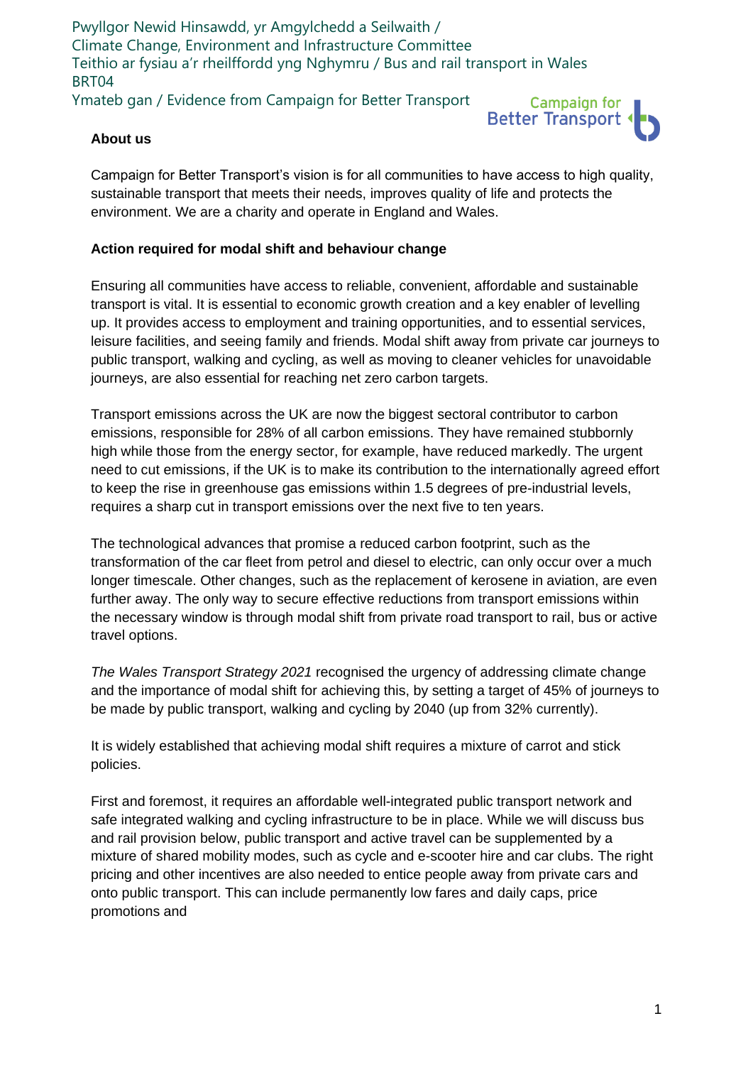Pwyllgor Newid Hinsawdd, yr Amgylchedd a Seilwaith /
Climate Change, Environment and Infrastructure Committee
Teithio ar fysiau a'r rheilffordd yng Nghymru / Bus and rail transport in Wales
BRT04
Ymateb gan / Evidence from Campaign for Better Transport

## About us

Campaign for Better Transport's vision is for all communities to have access to high quality, sustainable transport that meets their needs, improves quality of life and protects the environment. We are a charity and operate in England and Wales.

## Action required for modal shift and behaviour change

Ensuring all communities have access to reliable, convenient, affordable and sustainable transport is vital. It is essential to economic growth creation and a key enabler of levelling up. It provides access to employment and training opportunities, and to essential services, leisure facilities, and seeing family and friends. Modal shift away from private car journeys to public transport, walking and cycling, as well as moving to cleaner vehicles for unavoidable journeys, are also essential for reaching net zero carbon targets.

Transport emissions across the UK are now the biggest sectoral contributor to carbon emissions, responsible for 28% of all carbon emissions. They have remained stubbornly high while those from the energy sector, for example, have reduced markedly. The urgent need to cut emissions, if the UK is to make its contribution to the internationally agreed effort to keep the rise in greenhouse gas emissions within 1.5 degrees of pre-industrial levels, requires a sharp cut in transport emissions over the next five to ten years.

The technological advances that promise a reduced carbon footprint, such as the transformation of the car fleet from petrol and diesel to electric, can only occur over a much longer timescale. Other changes, such as the replacement of kerosene in aviation, are even further away. The only way to secure effective reductions from transport emissions within the necessary window is through modal shift from private road transport to rail, bus or active travel options.

*The Wales Transport Strategy 2021* recognised the urgency of addressing climate change and the importance of modal shift for achieving this, by setting a target of 45% of journeys to be made by public transport, walking and cycling by 2040 (up from 32% currently).

It is widely established that achieving modal shift requires a mixture of carrot and stick policies.

First and foremost, it requires an affordable well-integrated public transport network and safe integrated walking and cycling infrastructure to be in place. While we will discuss bus and rail provision below, public transport and active travel can be supplemented by a mixture of shared mobility modes, such as cycle and e-scooter hire and car clubs. The right pricing and other incentives are also needed to entice people away from private cars and onto public transport. This can include permanently low fares and daily caps, price promotions and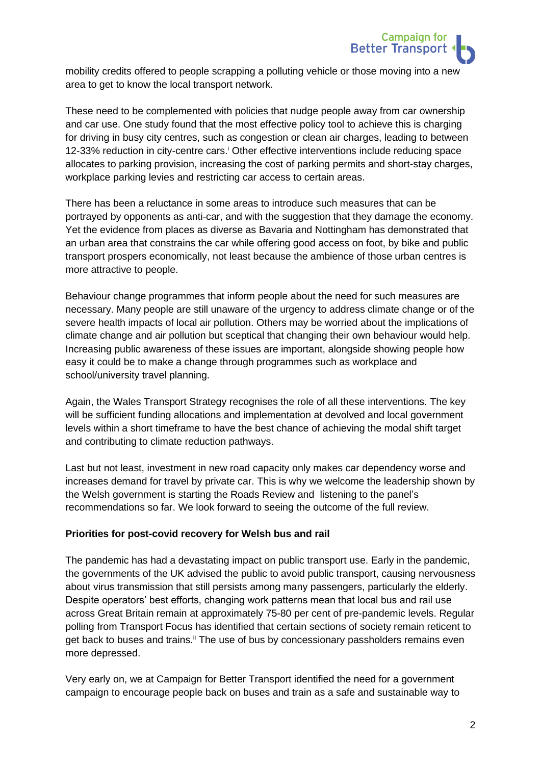mobility credits offered to people scrapping a polluting vehicle or those moving into a new area to get to know the local transport network.

These need to be complemented with policies that nudge people away from car ownership and car use. One study found that the most effective policy tool to achieve this is charging for driving in busy city centres, such as congestion or clean air charges, leading to between 12-33% reduction in city-centre cars.[i] Other effective interventions include reducing space allocates to parking provision, increasing the cost of parking permits and short-stay charges, workplace parking levies and restricting car access to certain areas.

There has been a reluctance in some areas to introduce such measures that can be portrayed by opponents as anti-car, and with the suggestion that they damage the economy. Yet the evidence from places as diverse as Bavaria and Nottingham has demonstrated that an urban area that constrains the car while offering good access on foot, by bike and public transport prospers economically, not least because the ambience of those urban centres is more attractive to people.

Behaviour change programmes that inform people about the need for such measures are necessary. Many people are still unaware of the urgency to address climate change or of the severe health impacts of local air pollution. Others may be worried about the implications of climate change and air pollution but sceptical that changing their own behaviour would help. Increasing public awareness of these issues are important, alongside showing people how easy it could be to make a change through programmes such as workplace and school/university travel planning.

Again, the Wales Transport Strategy recognises the role of all these interventions. The key will be sufficient funding allocations and implementation at devolved and local government levels within a short timeframe to have the best chance of achieving the modal shift target and contributing to climate reduction pathways.

Last but not least, investment in new road capacity only makes car dependency worse and increases demand for travel by private car. This is why we welcome the leadership shown by the Welsh government is starting the Roads Review and listening to the panel's recommendations so far. We look forward to seeing the outcome of the full review.

**Priorities for post-covid recovery for Welsh bus and rail**

The pandemic has had a devastating impact on public transport use. Early in the pandemic, the governments of the UK advised the public to avoid public transport, causing nervousness about virus transmission that still persists among many passengers, particularly the elderly. Despite operators' best efforts, changing work patterns mean that local bus and rail use across Great Britain remain at approximately 75-80 per cent of pre-pandemic levels. Regular polling from Transport Focus has identified that certain sections of society remain reticent to get back to buses and trains.[ii] The use of bus by concessionary passholders remains even more depressed.

Very early on, we at Campaign for Better Transport identified the need for a government campaign to encourage people back on buses and train as a safe and sustainable way to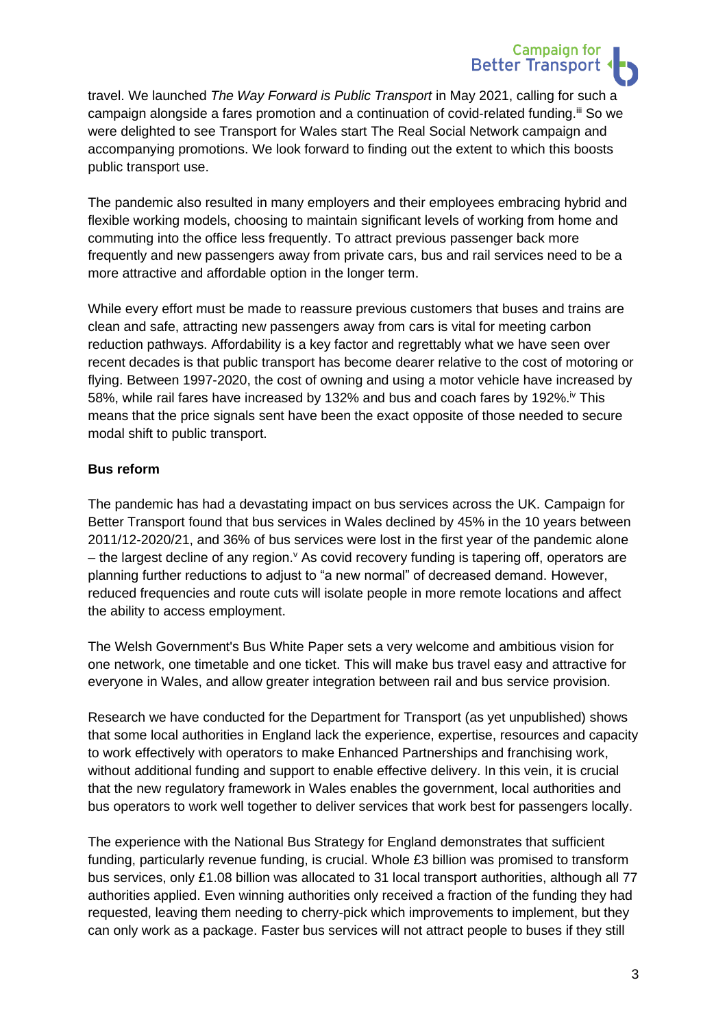travel. We launched *The Way Forward is Public Transport* in May 2021, calling for such a campaign alongside a fares promotion and a continuation of covid-related funding.[iii] So we were delighted to see Transport for Wales start The Real Social Network campaign and accompanying promotions. We look forward to finding out the extent to which this boosts public transport use.

The pandemic also resulted in many employers and their employees embracing hybrid and flexible working models, choosing to maintain significant levels of working from home and commuting into the office less frequently. To attract previous passenger back more frequently and new passengers away from private cars, bus and rail services need to be a more attractive and affordable option in the longer term.

While every effort must be made to reassure previous customers that buses and trains are clean and safe, attracting new passengers away from cars is vital for meeting carbon reduction pathways. Affordability is a key factor and regrettably what we have seen over recent decades is that public transport has become dearer relative to the cost of motoring or flying. Between 1997-2020, the cost of owning and using a motor vehicle have increased by 58%, while rail fares have increased by 132% and bus and coach fares by 192%.[iv] This means that the price signals sent have been the exact opposite of those needed to secure modal shift to public transport.

**Bus reform**

The pandemic has had a devastating impact on bus services across the UK. Campaign for Better Transport found that bus services in Wales declined by 45% in the 10 years between 2011/12-2020/21, and 36% of bus services were lost in the first year of the pandemic alone – the largest decline of any region.[v] As covid recovery funding is tapering off, operators are planning further reductions to adjust to "a new normal" of decreased demand. However, reduced frequencies and route cuts will isolate people in more remote locations and affect the ability to access employment.

The Welsh Government's Bus White Paper sets a very welcome and ambitious vision for one network, one timetable and one ticket. This will make bus travel easy and attractive for everyone in Wales, and allow greater integration between rail and bus service provision.

Research we have conducted for the Department for Transport (as yet unpublished) shows that some local authorities in England lack the experience, expertise, resources and capacity to work effectively with operators to make Enhanced Partnerships and franchising work, without additional funding and support to enable effective delivery. In this vein, it is crucial that the new regulatory framework in Wales enables the government, local authorities and bus operators to work well together to deliver services that work best for passengers locally.

The experience with the National Bus Strategy for England demonstrates that sufficient funding, particularly revenue funding, is crucial. Whole £3 billion was promised to transform bus services, only £1.08 billion was allocated to 31 local transport authorities, although all 77 authorities applied. Even winning authorities only received a fraction of the funding they had requested, leaving them needing to cherry-pick which improvements to implement, but they can only work as a package. Faster bus services will not attract people to buses if they still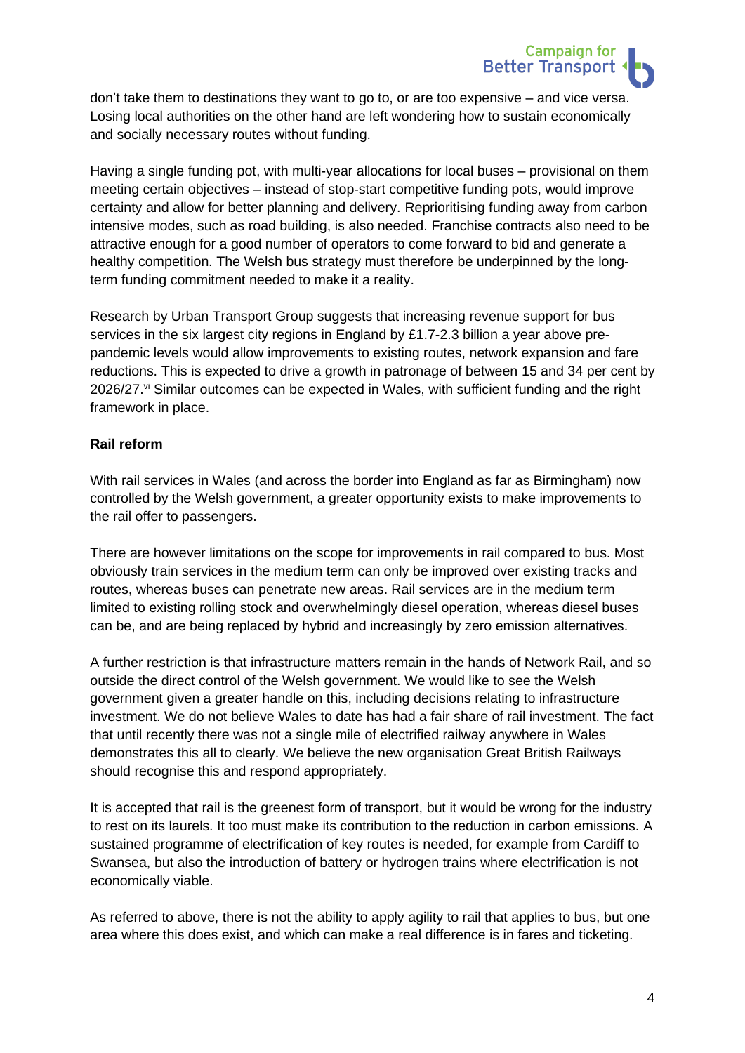don't take them to destinations they want to go to, or are too expensive – and vice versa. Losing local authorities on the other hand are left wondering how to sustain economically and socially necessary routes without funding.

Having a single funding pot, with multi-year allocations for local buses – provisional on them meeting certain objectives – instead of stop-start competitive funding pots, would improve certainty and allow for better planning and delivery. Reprioritising funding away from carbon intensive modes, such as road building, is also needed. Franchise contracts also need to be attractive enough for a good number of operators to come forward to bid and generate a healthy competition. The Welsh bus strategy must therefore be underpinned by the long-term funding commitment needed to make it a reality.

Research by Urban Transport Group suggests that increasing revenue support for bus services in the six largest city regions in England by £1.7-2.3 billion a year above pre-pandemic levels would allow improvements to existing routes, network expansion and fare reductions. This is expected to drive a growth in patronage of between 15 and 34 per cent by 2026/27.[vi] Similar outcomes can be expected in Wales, with sufficient funding and the right framework in place.

**Rail reform**

With rail services in Wales (and across the border into England as far as Birmingham) now controlled by the Welsh government, a greater opportunity exists to make improvements to the rail offer to passengers.

There are however limitations on the scope for improvements in rail compared to bus. Most obviously train services in the medium term can only be improved over existing tracks and routes, whereas buses can penetrate new areas. Rail services are in the medium term limited to existing rolling stock and overwhelmingly diesel operation, whereas diesel buses can be, and are being replaced by hybrid and increasingly by zero emission alternatives.

A further restriction is that infrastructure matters remain in the hands of Network Rail, and so outside the direct control of the Welsh government. We would like to see the Welsh government given a greater handle on this, including decisions relating to infrastructure investment. We do not believe Wales to date has had a fair share of rail investment. The fact that until recently there was not a single mile of electrified railway anywhere in Wales demonstrates this all to clearly. We believe the new organisation Great British Railways should recognise this and respond appropriately.

It is accepted that rail is the greenest form of transport, but it would be wrong for the industry to rest on its laurels. It too must make its contribution to the reduction in carbon emissions. A sustained programme of electrification of key routes is needed, for example from Cardiff to Swansea, but also the introduction of battery or hydrogen trains where electrification is not economically viable.

As referred to above, there is not the ability to apply agility to rail that applies to bus, but one area where this does exist, and which can make a real difference is in fares and ticketing.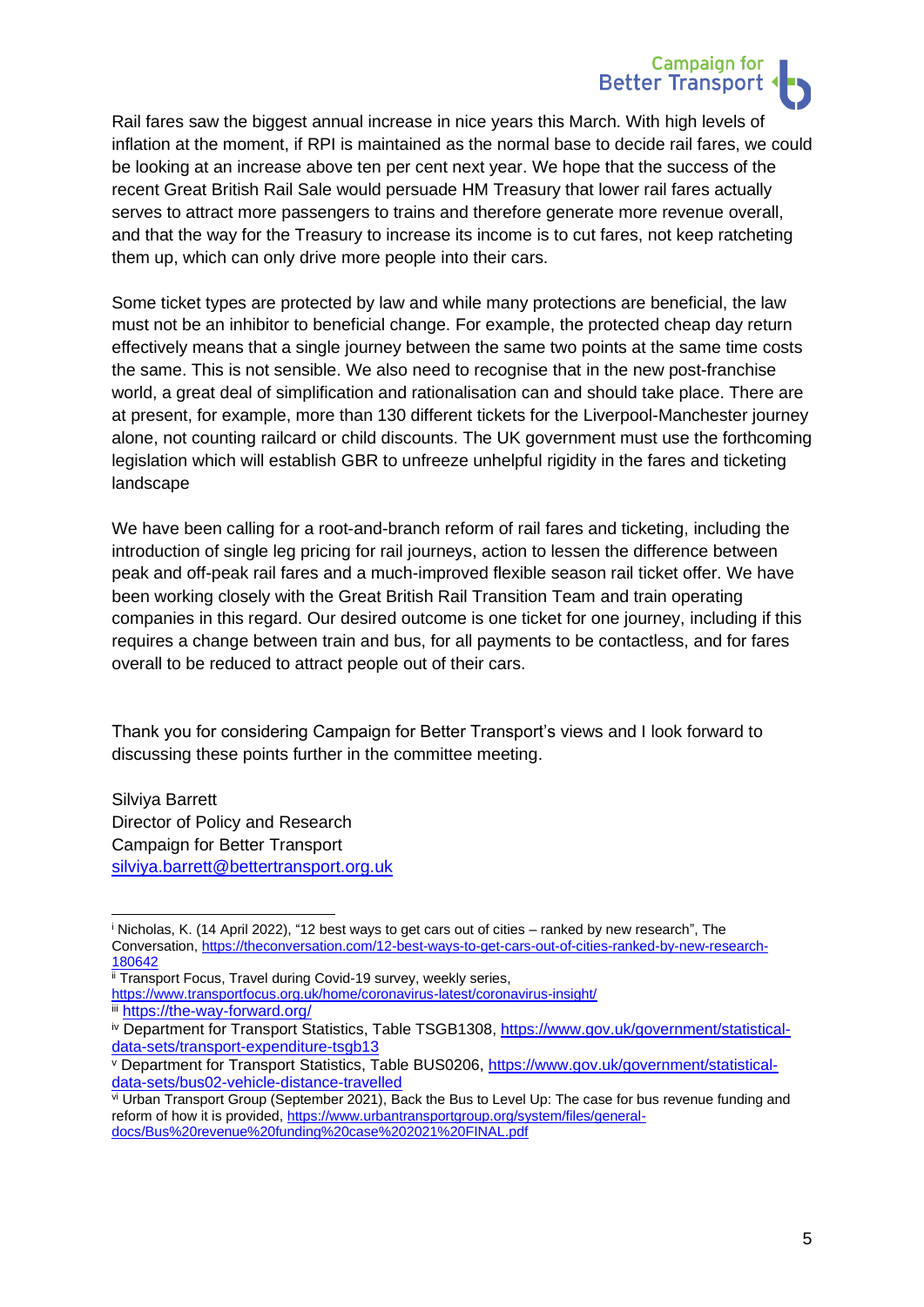Rail fares saw the biggest annual increase in nice years this March. With high levels of inflation at the moment, if RPI is maintained as the normal base to decide rail fares, we could be looking at an increase above ten per cent next year. We hope that the success of the recent Great British Rail Sale would persuade HM Treasury that lower rail fares actually serves to attract more passengers to trains and therefore generate more revenue overall, and that the way for the Treasury to increase its income is to cut fares, not keep ratcheting them up, which can only drive more people into their cars.

Some ticket types are protected by law and while many protections are beneficial, the law must not be an inhibitor to beneficial change. For example, the protected cheap day return effectively means that a single journey between the same two points at the same time costs the same. This is not sensible. We also need to recognise that in the new post-franchise world, a great deal of simplification and rationalisation can and should take place. There are at present, for example, more than 130 different tickets for the Liverpool-Manchester journey alone, not counting railcard or child discounts. The UK government must use the forthcoming legislation which will establish GBR to unfreeze unhelpful rigidity in the fares and ticketing landscape

We have been calling for a root-and-branch reform of rail fares and ticketing, including the introduction of single leg pricing for rail journeys, action to lessen the difference between peak and off-peak rail fares and a much-improved flexible season rail ticket offer. We have been working closely with the Great British Rail Transition Team and train operating companies in this regard. Our desired outcome is one ticket for one journey, including if this requires a change between train and bus, for all payments to be contactless, and for fares overall to be reduced to attract people out of their cars.

Thank you for considering Campaign for Better Transport's views and I look forward to discussing these points further in the committee meeting.

Silviya Barrett
Director of Policy and Research
Campaign for Better Transport
silviya.barrett@bettertransport.org.uk

---

[i] Nicholas, K. (14 April 2022), "12 best ways to get cars out of cities – ranked by new research", The Conversation, https://theconversation.com/12-best-ways-to-get-cars-out-of-cities-ranked-by-new-research-180642

[ii] Transport Focus, Travel during Covid-19 survey, weekly series, https://www.transportfocus.org.uk/home/coronavirus-latest/coronavirus-insight/

[iii] https://the-way-forward.org/

[iv] Department for Transport Statistics, Table TSGB1308, https://www.gov.uk/government/statistical-data-sets/transport-expenditure-tsgb13

[v] Department for Transport Statistics, Table BUS0206, https://www.gov.uk/government/statistical-data-sets/bus02-vehicle-distance-travelled

[vi] Urban Transport Group (September 2021), Back the Bus to Level Up: The case for bus revenue funding and reform of how it is provided, https://www.urbantransportgroup.org/system/files/general-docs/Bus%20revenue%20funding%20case%202021%20FINAL.pdf